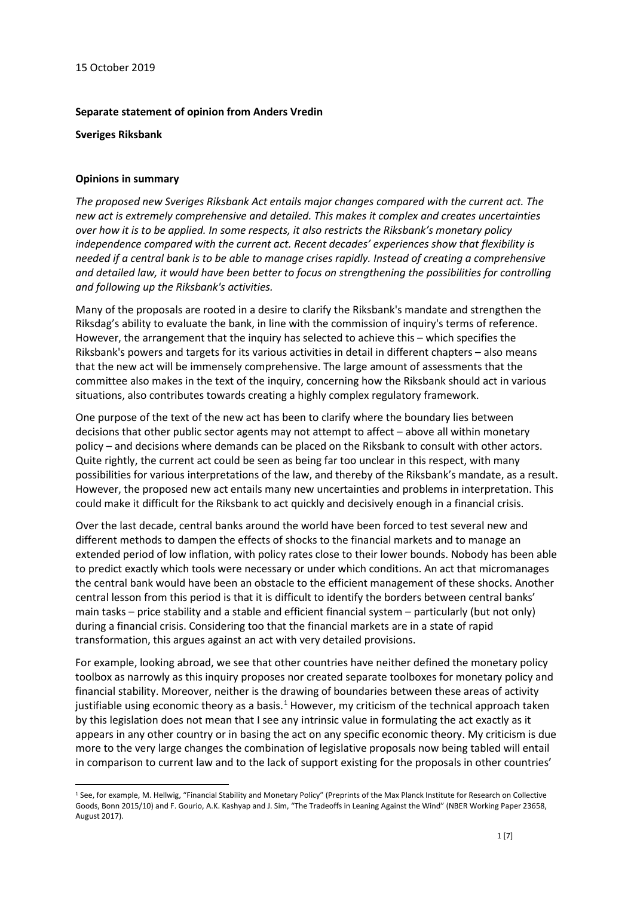15 October 2019

**Separate statement of opinion from Anders Vredin**

**Sveriges Riksbank**

**Opinions in summary**

*The proposed new Sveriges Riksbank Act entails major changes compared with the current act. The new act is extremely comprehensive and detailed. This makes it complex and creates uncertainties over how it is to be applied. In some respects, it also restricts the Riksbank's monetary policy independence compared with the current act. Recent decades' experiences show that flexibility is needed if a central bank is to be able to manage crises rapidly. Instead of creating a comprehensive and detailed law, it would have been better to focus on strengthening the possibilities for controlling and following up the Riksbank's activities.*

Many of the proposals are rooted in a desire to clarify the Riksbank's mandate and strengthen the Riksdag's ability to evaluate the bank, in line with the commission of inquiry's terms of reference. However, the arrangement that the inquiry has selected to achieve this – which specifies the Riksbank's powers and targets for its various activities in detail in different chapters – also means that the new act will be immensely comprehensive. The large amount of assessments that the committee also makes in the text of the inquiry, concerning how the Riksbank should act in various situations, also contributes towards creating a highly complex regulatory framework.

One purpose of the text of the new act has been to clarify where the boundary lies between decisions that other public sector agents may not attempt to affect – above all within monetary policy – and decisions where demands can be placed on the Riksbank to consult with other actors. Quite rightly, the current act could be seen as being far too unclear in this respect, with many possibilities for various interpretations of the law, and thereby of the Riksbank's mandate, as a result. However, the proposed new act entails many new uncertainties and problems in interpretation. This could make it difficult for the Riksbank to act quickly and decisively enough in a financial crisis.

Over the last decade, central banks around the world have been forced to test several new and different methods to dampen the effects of shocks to the financial markets and to manage an extended period of low inflation, with policy rates close to their lower bounds. Nobody has been able to predict exactly which tools were necessary or under which conditions. An act that micromanages the central bank would have been an obstacle to the efficient management of these shocks. Another central lesson from this period is that it is difficult to identify the borders between central banks' main tasks – price stability and a stable and efficient financial system – particularly (but not only) during a financial crisis. Considering too that the financial markets are in a state of rapid transformation, this argues against an act with very detailed provisions.

For example, looking abroad, we see that other countries have neither defined the monetary policy toolbox as narrowly as this inquiry proposes nor created separate toolboxes for monetary policy and financial stability. Moreover, neither is the drawing of boundaries between these areas of activity justifiable using economic theory as a basis.[1] However, my criticism of the technical approach taken by this legislation does not mean that I see any intrinsic value in formulating the act exactly as it appears in any other country or in basing the act on any specific economic theory. My criticism is due more to the very large changes the combination of legislative proposals now being tabled will entail in comparison to current law and to the lack of support existing for the proposals in other countries'

[1] See, for example, M. Hellwig, "Financial Stability and Monetary Policy" (Preprints of the Max Planck Institute for Research on Collective Goods, Bonn 2015/10) and F. Gourio, A.K. Kashyap and J. Sim, "The Tradeoffs in Leaning Against the Wind" (NBER Working Paper 23658, August 2017).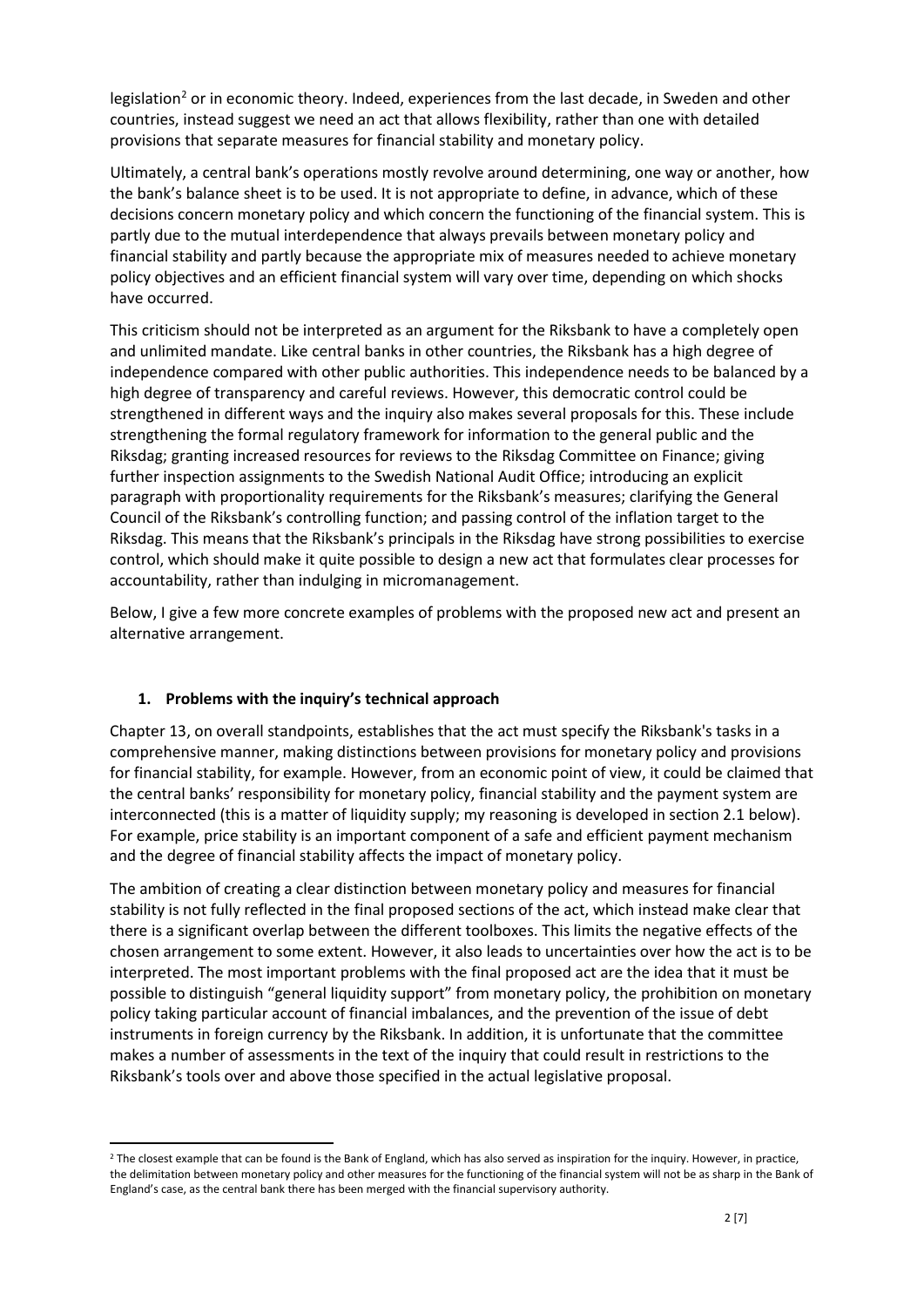legislation[2] or in economic theory. Indeed, experiences from the last decade, in Sweden and other countries, instead suggest we need an act that allows flexibility, rather than one with detailed provisions that separate measures for financial stability and monetary policy.

Ultimately, a central bank's operations mostly revolve around determining, one way or another, how the bank's balance sheet is to be used. It is not appropriate to define, in advance, which of these decisions concern monetary policy and which concern the functioning of the financial system. This is partly due to the mutual interdependence that always prevails between monetary policy and financial stability and partly because the appropriate mix of measures needed to achieve monetary policy objectives and an efficient financial system will vary over time, depending on which shocks have occurred.

This criticism should not be interpreted as an argument for the Riksbank to have a completely open and unlimited mandate. Like central banks in other countries, the Riksbank has a high degree of independence compared with other public authorities. This independence needs to be balanced by a high degree of transparency and careful reviews. However, this democratic control could be strengthened in different ways and the inquiry also makes several proposals for this. These include strengthening the formal regulatory framework for information to the general public and the Riksdag; granting increased resources for reviews to the Riksdag Committee on Finance; giving further inspection assignments to the Swedish National Audit Office; introducing an explicit paragraph with proportionality requirements for the Riksbank's measures; clarifying the General Council of the Riksbank's controlling function; and passing control of the inflation target to the Riksdag. This means that the Riksbank's principals in the Riksdag have strong possibilities to exercise control, which should make it quite possible to design a new act that formulates clear processes for accountability, rather than indulging in micromanagement.

Below, I give a few more concrete examples of problems with the proposed new act and present an alternative arrangement.

## 1. Problems with the inquiry's technical approach

Chapter 13, on overall standpoints, establishes that the act must specify the Riksbank's tasks in a comprehensive manner, making distinctions between provisions for monetary policy and provisions for financial stability, for example. However, from an economic point of view, it could be claimed that the central banks' responsibility for monetary policy, financial stability and the payment system are interconnected (this is a matter of liquidity supply; my reasoning is developed in section 2.1 below). For example, price stability is an important component of a safe and efficient payment mechanism and the degree of financial stability affects the impact of monetary policy.

The ambition of creating a clear distinction between monetary policy and measures for financial stability is not fully reflected in the final proposed sections of the act, which instead make clear that there is a significant overlap between the different toolboxes. This limits the negative effects of the chosen arrangement to some extent. However, it also leads to uncertainties over how the act is to be interpreted. The most important problems with the final proposed act are the idea that it must be possible to distinguish "general liquidity support" from monetary policy, the prohibition on monetary policy taking particular account of financial imbalances, and the prevention of the issue of debt instruments in foreign currency by the Riksbank. In addition, it is unfortunate that the committee makes a number of assessments in the text of the inquiry that could result in restrictions to the Riksbank's tools over and above those specified in the actual legislative proposal.

[2] The closest example that can be found is the Bank of England, which has also served as inspiration for the inquiry. However, in practice, the delimitation between monetary policy and other measures for the functioning of the financial system will not be as sharp in the Bank of England's case, as the central bank there has been merged with the financial supervisory authority.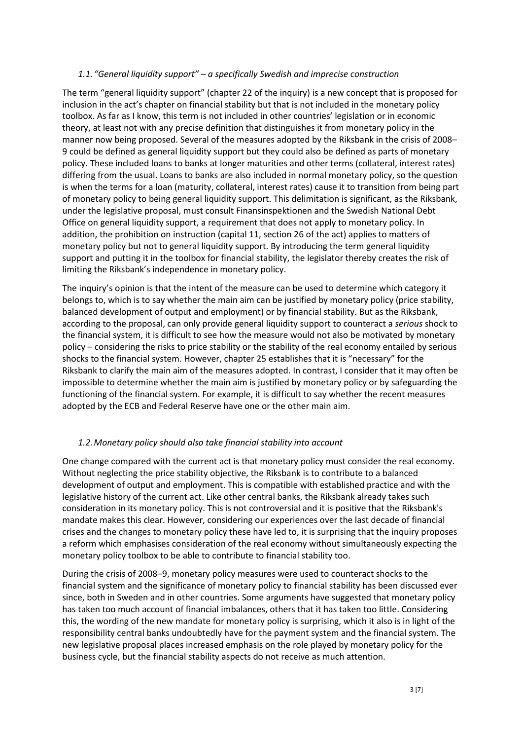### *1.1. "General liquidity support" – a specifically Swedish and imprecise construction*

The term "general liquidity support" (chapter 22 of the inquiry) is a new concept that is proposed for inclusion in the act's chapter on financial stability but that is not included in the monetary policy toolbox. As far as I know, this term is not included in other countries' legislation or in economic theory, at least not with any precise definition that distinguishes it from monetary policy in the manner now being proposed. Several of the measures adopted by the Riksbank in the crisis of 2008–9 could be defined as general liquidity support but they could also be defined as parts of monetary policy. These included loans to banks at longer maturities and other terms (collateral, interest rates) differing from the usual. Loans to banks are also included in normal monetary policy, so the question is when the terms for a loan (maturity, collateral, interest rates) cause it to transition from being part of monetary policy to being general liquidity support. This delimitation is significant, as the Riksbank, under the legislative proposal, must consult Finansinspektionen and the Swedish National Debt Office on general liquidity support, a requirement that does not apply to monetary policy. In addition, the prohibition on instruction (capital 11, section 26 of the act) applies to matters of monetary policy but not to general liquidity support. By introducing the term general liquidity support and putting it in the toolbox for financial stability, the legislator thereby creates the risk of limiting the Riksbank's independence in monetary policy.

The inquiry's opinion is that the intent of the measure can be used to determine which category it belongs to, which is to say whether the main aim can be justified by monetary policy (price stability, balanced development of output and employment) or by financial stability. But as the Riksbank, according to the proposal, can only provide general liquidity support to counteract a *serious* shock to the financial system, it is difficult to see how the measure would not also be motivated by monetary policy – considering the risks to price stability or the stability of the real economy entailed by serious shocks to the financial system. However, chapter 25 establishes that it is "necessary" for the Riksbank to clarify the main aim of the measures adopted. In contrast, I consider that it may often be impossible to determine whether the main aim is justified by monetary policy or by safeguarding the functioning of the financial system. For example, it is difficult to say whether the recent measures adopted by the ECB and Federal Reserve have one or the other main aim.

### *1.2. Monetary policy should also take financial stability into account*

One change compared with the current act is that monetary policy must consider the real economy. Without neglecting the price stability objective, the Riksbank is to contribute to a balanced development of output and employment. This is compatible with established practice and with the legislative history of the current act. Like other central banks, the Riksbank already takes such consideration in its monetary policy. This is not controversial and it is positive that the Riksbank's mandate makes this clear. However, considering our experiences over the last decade of financial crises and the changes to monetary policy these have led to, it is surprising that the inquiry proposes a reform which emphasises consideration of the real economy without simultaneously expecting the monetary policy toolbox to be able to contribute to financial stability too.

During the crisis of 2008–9, monetary policy measures were used to counteract shocks to the financial system and the significance of monetary policy to financial stability has been discussed ever since, both in Sweden and in other countries. Some arguments have suggested that monetary policy has taken too much account of financial imbalances, others that it has taken too little. Considering this, the wording of the new mandate for monetary policy is surprising, which it also is in light of the responsibility central banks undoubtedly have for the payment system and the financial system. The new legislative proposal places increased emphasis on the role played by monetary policy for the business cycle, but the financial stability aspects do not receive as much attention.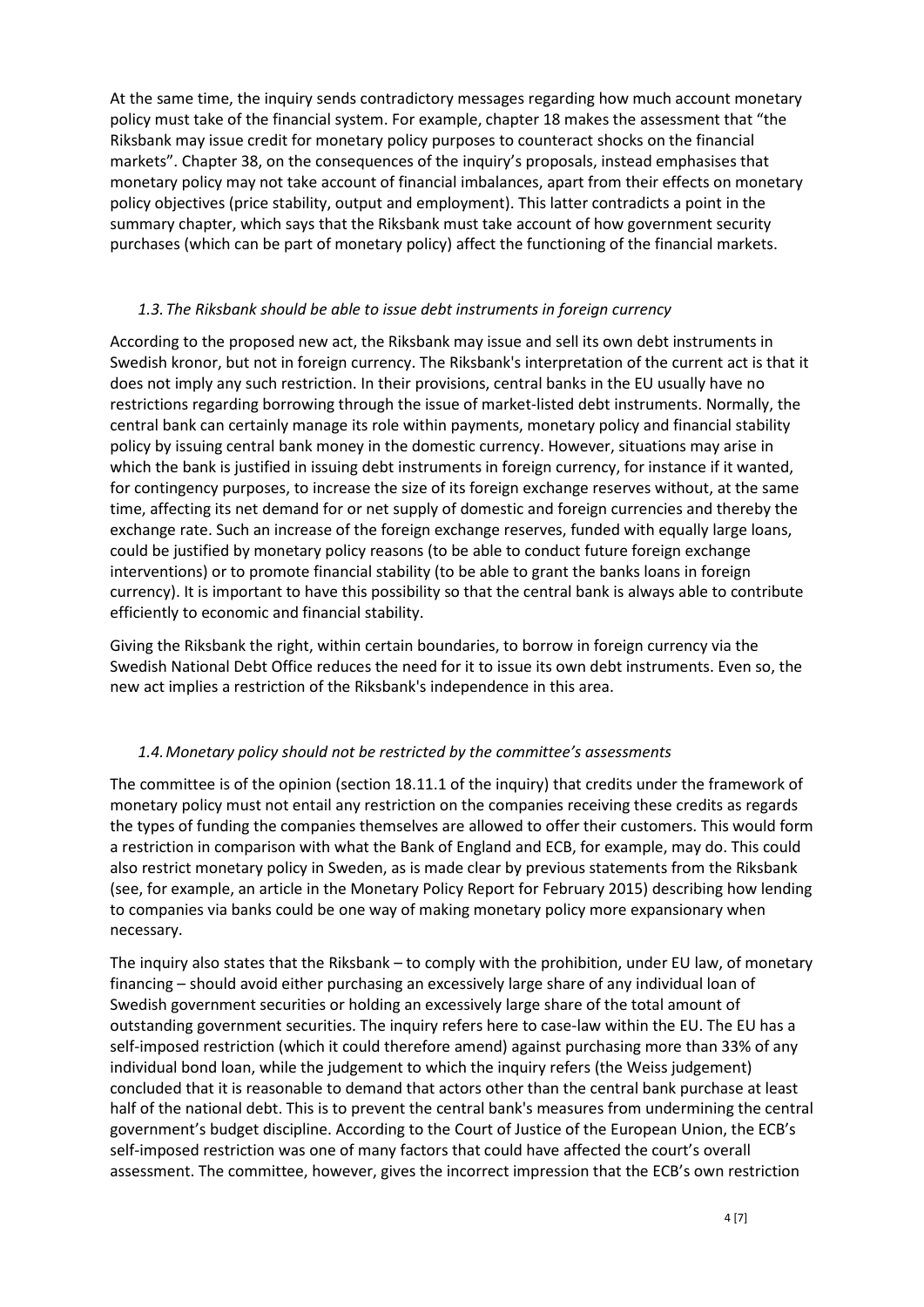At the same time, the inquiry sends contradictory messages regarding how much account monetary policy must take of the financial system. For example, chapter 18 makes the assessment that "the Riksbank may issue credit for monetary policy purposes to counteract shocks on the financial markets". Chapter 38, on the consequences of the inquiry's proposals, instead emphasises that monetary policy may not take account of financial imbalances, apart from their effects on monetary policy objectives (price stability, output and employment). This latter contradicts a point in the summary chapter, which says that the Riksbank must take account of how government security purchases (which can be part of monetary policy) affect the functioning of the financial markets.

### *1.3. The Riksbank should be able to issue debt instruments in foreign currency*

According to the proposed new act, the Riksbank may issue and sell its own debt instruments in Swedish kronor, but not in foreign currency. The Riksbank's interpretation of the current act is that it does not imply any such restriction. In their provisions, central banks in the EU usually have no restrictions regarding borrowing through the issue of market-listed debt instruments. Normally, the central bank can certainly manage its role within payments, monetary policy and financial stability policy by issuing central bank money in the domestic currency. However, situations may arise in which the bank is justified in issuing debt instruments in foreign currency, for instance if it wanted, for contingency purposes, to increase the size of its foreign exchange reserves without, at the same time, affecting its net demand for or net supply of domestic and foreign currencies and thereby the exchange rate. Such an increase of the foreign exchange reserves, funded with equally large loans, could be justified by monetary policy reasons (to be able to conduct future foreign exchange interventions) or to promote financial stability (to be able to grant the banks loans in foreign currency). It is important to have this possibility so that the central bank is always able to contribute efficiently to economic and financial stability.

Giving the Riksbank the right, within certain boundaries, to borrow in foreign currency via the Swedish National Debt Office reduces the need for it to issue its own debt instruments. Even so, the new act implies a restriction of the Riksbank's independence in this area.

### *1.4. Monetary policy should not be restricted by the committee's assessments*

The committee is of the opinion (section 18.11.1 of the inquiry) that credits under the framework of monetary policy must not entail any restriction on the companies receiving these credits as regards the types of funding the companies themselves are allowed to offer their customers. This would form a restriction in comparison with what the Bank of England and ECB, for example, may do. This could also restrict monetary policy in Sweden, as is made clear by previous statements from the Riksbank (see, for example, an article in the Monetary Policy Report for February 2015) describing how lending to companies via banks could be one way of making monetary policy more expansionary when necessary.

The inquiry also states that the Riksbank – to comply with the prohibition, under EU law, of monetary financing – should avoid either purchasing an excessively large share of any individual loan of Swedish government securities or holding an excessively large share of the total amount of outstanding government securities. The inquiry refers here to case-law within the EU. The EU has a self-imposed restriction (which it could therefore amend) against purchasing more than 33% of any individual bond loan, while the judgement to which the inquiry refers (the Weiss judgement) concluded that it is reasonable to demand that actors other than the central bank purchase at least half of the national debt. This is to prevent the central bank's measures from undermining the central government's budget discipline. According to the Court of Justice of the European Union, the ECB's self-imposed restriction was one of many factors that could have affected the court's overall assessment. The committee, however, gives the incorrect impression that the ECB's own restriction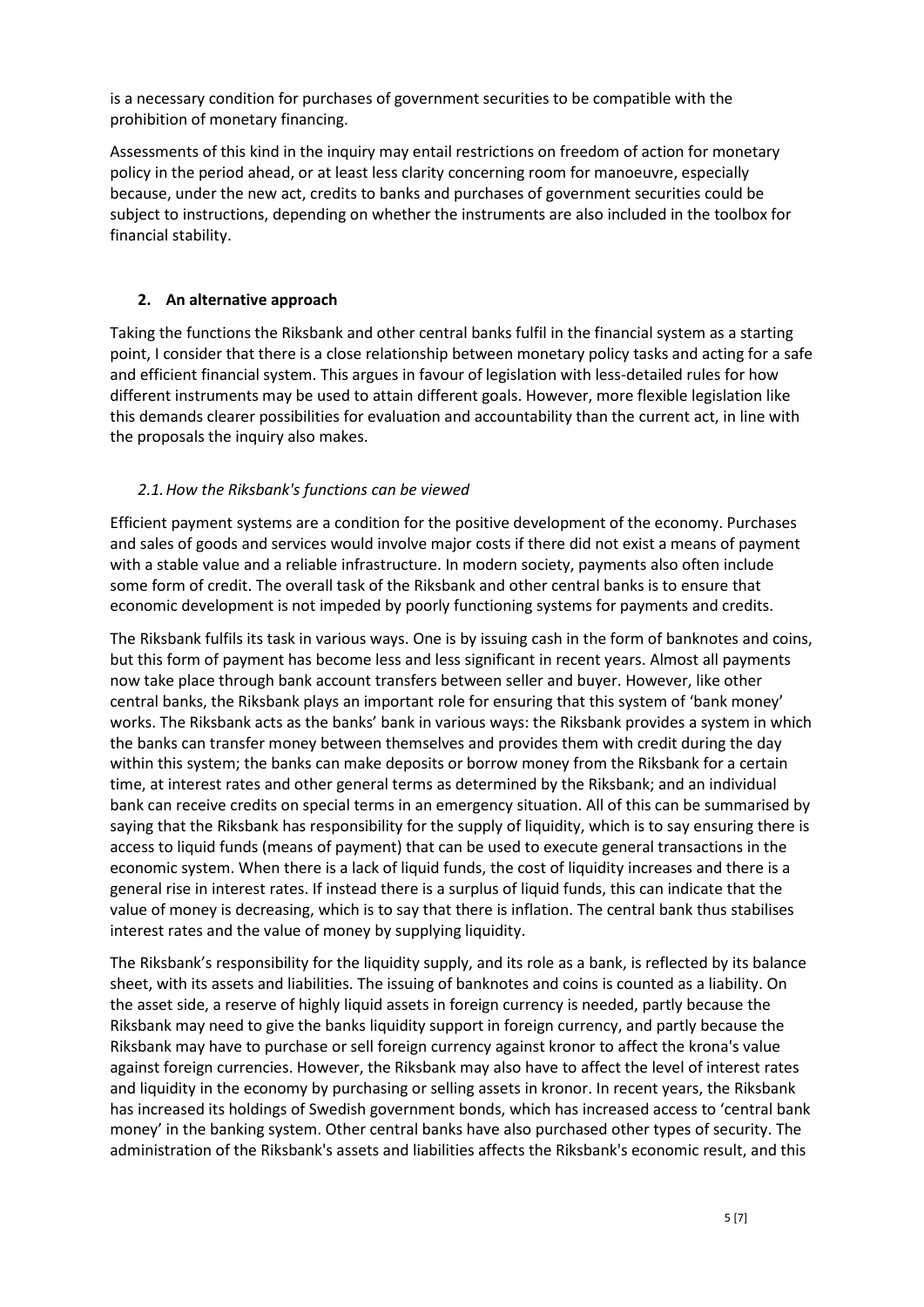is a necessary condition for purchases of government securities to be compatible with the prohibition of monetary financing.

Assessments of this kind in the inquiry may entail restrictions on freedom of action for monetary policy in the period ahead, or at least less clarity concerning room for manoeuvre, especially because, under the new act, credits to banks and purchases of government securities could be subject to instructions, depending on whether the instruments are also included in the toolbox for financial stability.

## 2. An alternative approach

Taking the functions the Riksbank and other central banks fulfil in the financial system as a starting point, I consider that there is a close relationship between monetary policy tasks and acting for a safe and efficient financial system. This argues in favour of legislation with less-detailed rules for how different instruments may be used to attain different goals. However, more flexible legislation like this demands clearer possibilities for evaluation and accountability than the current act, in line with the proposals the inquiry also makes.

### *2.1. How the Riksbank's functions can be viewed*

Efficient payment systems are a condition for the positive development of the economy. Purchases and sales of goods and services would involve major costs if there did not exist a means of payment with a stable value and a reliable infrastructure. In modern society, payments also often include some form of credit. The overall task of the Riksbank and other central banks is to ensure that economic development is not impeded by poorly functioning systems for payments and credits.

The Riksbank fulfils its task in various ways. One is by issuing cash in the form of banknotes and coins, but this form of payment has become less and less significant in recent years. Almost all payments now take place through bank account transfers between seller and buyer. However, like other central banks, the Riksbank plays an important role for ensuring that this system of 'bank money' works. The Riksbank acts as the banks' bank in various ways: the Riksbank provides a system in which the banks can transfer money between themselves and provides them with credit during the day within this system; the banks can make deposits or borrow money from the Riksbank for a certain time, at interest rates and other general terms as determined by the Riksbank; and an individual bank can receive credits on special terms in an emergency situation. All of this can be summarised by saying that the Riksbank has responsibility for the supply of liquidity, which is to say ensuring there is access to liquid funds (means of payment) that can be used to execute general transactions in the economic system. When there is a lack of liquid funds, the cost of liquidity increases and there is a general rise in interest rates. If instead there is a surplus of liquid funds, this can indicate that the value of money is decreasing, which is to say that there is inflation. The central bank thus stabilises interest rates and the value of money by supplying liquidity.

The Riksbank's responsibility for the liquidity supply, and its role as a bank, is reflected by its balance sheet, with its assets and liabilities. The issuing of banknotes and coins is counted as a liability. On the asset side, a reserve of highly liquid assets in foreign currency is needed, partly because the Riksbank may need to give the banks liquidity support in foreign currency, and partly because the Riksbank may have to purchase or sell foreign currency against kronor to affect the krona's value against foreign currencies. However, the Riksbank may also have to affect the level of interest rates and liquidity in the economy by purchasing or selling assets in kronor. In recent years, the Riksbank has increased its holdings of Swedish government bonds, which has increased access to 'central bank money' in the banking system. Other central banks have also purchased other types of security. The administration of the Riksbank's assets and liabilities affects the Riksbank's economic result, and this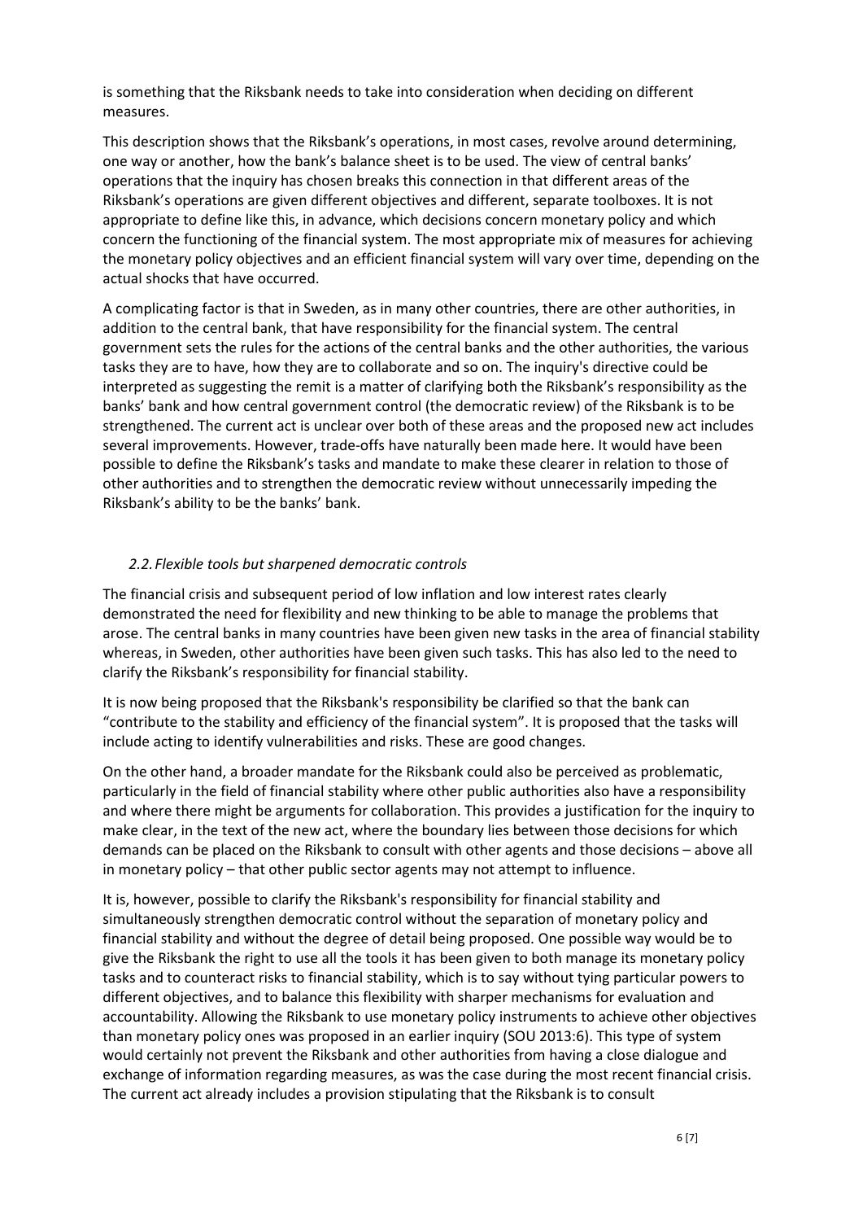is something that the Riksbank needs to take into consideration when deciding on different measures.

This description shows that the Riksbank's operations, in most cases, revolve around determining, one way or another, how the bank's balance sheet is to be used. The view of central banks' operations that the inquiry has chosen breaks this connection in that different areas of the Riksbank's operations are given different objectives and different, separate toolboxes. It is not appropriate to define like this, in advance, which decisions concern monetary policy and which concern the functioning of the financial system. The most appropriate mix of measures for achieving the monetary policy objectives and an efficient financial system will vary over time, depending on the actual shocks that have occurred.

A complicating factor is that in Sweden, as in many other countries, there are other authorities, in addition to the central bank, that have responsibility for the financial system. The central government sets the rules for the actions of the central banks and the other authorities, the various tasks they are to have, how they are to collaborate and so on. The inquiry's directive could be interpreted as suggesting the remit is a matter of clarifying both the Riksbank's responsibility as the banks' bank and how central government control (the democratic review) of the Riksbank is to be strengthened. The current act is unclear over both of these areas and the proposed new act includes several improvements. However, trade-offs have naturally been made here. It would have been possible to define the Riksbank's tasks and mandate to make these clearer in relation to those of other authorities and to strengthen the democratic review without unnecessarily impeding the Riksbank's ability to be the banks' bank.

### *2.2. Flexible tools but sharpened democratic controls*

The financial crisis and subsequent period of low inflation and low interest rates clearly demonstrated the need for flexibility and new thinking to be able to manage the problems that arose. The central banks in many countries have been given new tasks in the area of financial stability whereas, in Sweden, other authorities have been given such tasks. This has also led to the need to clarify the Riksbank's responsibility for financial stability.

It is now being proposed that the Riksbank's responsibility be clarified so that the bank can "contribute to the stability and efficiency of the financial system". It is proposed that the tasks will include acting to identify vulnerabilities and risks. These are good changes.

On the other hand, a broader mandate for the Riksbank could also be perceived as problematic, particularly in the field of financial stability where other public authorities also have a responsibility and where there might be arguments for collaboration. This provides a justification for the inquiry to make clear, in the text of the new act, where the boundary lies between those decisions for which demands can be placed on the Riksbank to consult with other agents and those decisions – above all in monetary policy – that other public sector agents may not attempt to influence.

It is, however, possible to clarify the Riksbank's responsibility for financial stability and simultaneously strengthen democratic control without the separation of monetary policy and financial stability and without the degree of detail being proposed. One possible way would be to give the Riksbank the right to use all the tools it has been given to both manage its monetary policy tasks and to counteract risks to financial stability, which is to say without tying particular powers to different objectives, and to balance this flexibility with sharper mechanisms for evaluation and accountability. Allowing the Riksbank to use monetary policy instruments to achieve other objectives than monetary policy ones was proposed in an earlier inquiry (SOU 2013:6). This type of system would certainly not prevent the Riksbank and other authorities from having a close dialogue and exchange of information regarding measures, as was the case during the most recent financial crisis. The current act already includes a provision stipulating that the Riksbank is to consult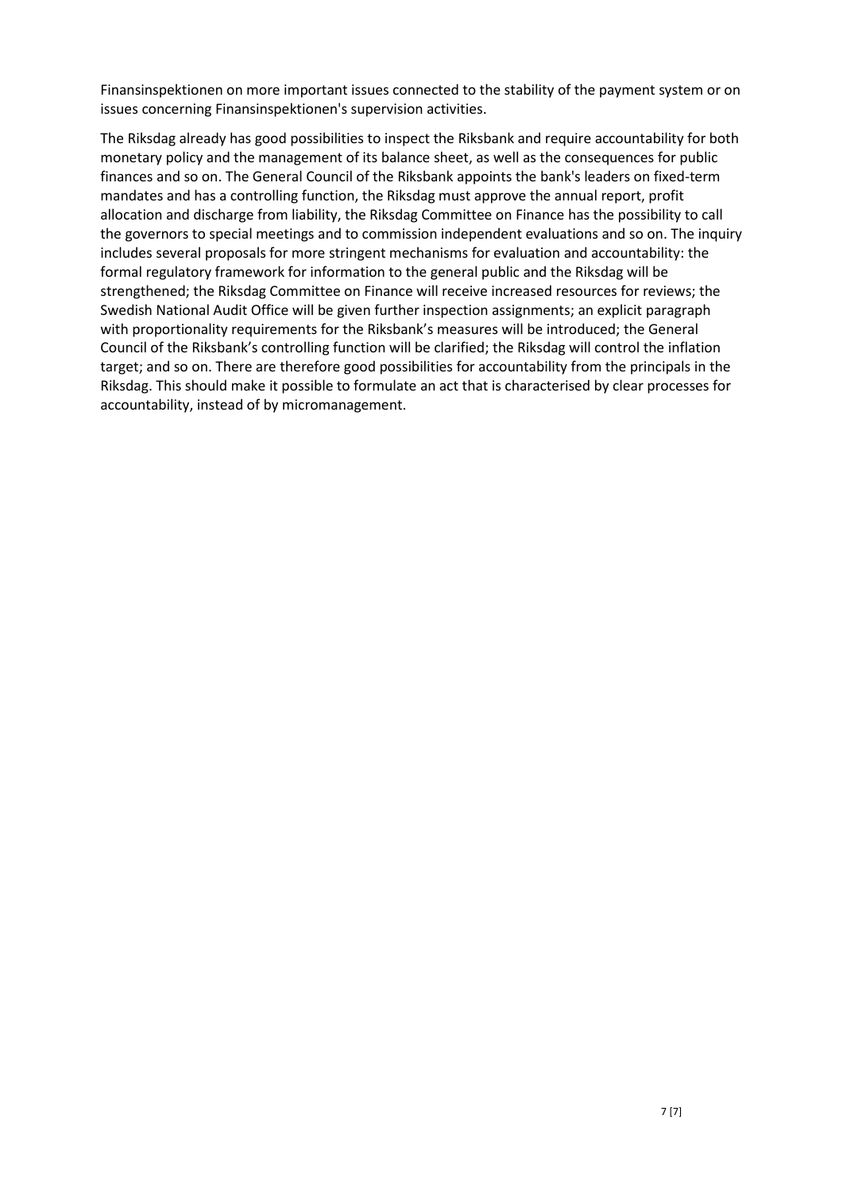Finansinspektionen on more important issues connected to the stability of the payment system or on issues concerning Finansinspektionen's supervision activities.

The Riksdag already has good possibilities to inspect the Riksbank and require accountability for both monetary policy and the management of its balance sheet, as well as the consequences for public finances and so on. The General Council of the Riksbank appoints the bank's leaders on fixed-term mandates and has a controlling function, the Riksdag must approve the annual report, profit allocation and discharge from liability, the Riksdag Committee on Finance has the possibility to call the governors to special meetings and to commission independent evaluations and so on. The inquiry includes several proposals for more stringent mechanisms for evaluation and accountability: the formal regulatory framework for information to the general public and the Riksdag will be strengthened; the Riksdag Committee on Finance will receive increased resources for reviews; the Swedish National Audit Office will be given further inspection assignments; an explicit paragraph with proportionality requirements for the Riksbank's measures will be introduced; the General Council of the Riksbank's controlling function will be clarified; the Riksdag will control the inflation target; and so on. There are therefore good possibilities for accountability from the principals in the Riksdag. This should make it possible to formulate an act that is characterised by clear processes for accountability, instead of by micromanagement.